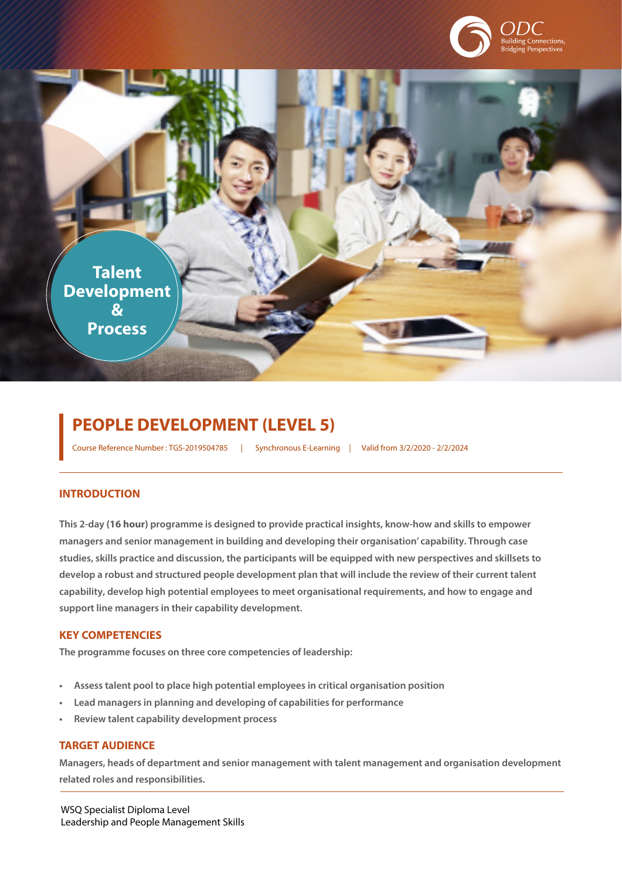ODC
Building Connections,
Bridging Perspectives

Talent Development & Process

# PEOPLE DEVELOPMENT (LEVEL 5)

Course Reference Number : TGS-2019504785 | Synchronous E-Learning | Valid from 3/2/2020 - 2/2/2024

## INTRODUCTION

This 2-day (**16 hour**) programme is designed to provide practical insights, know-how and skills to empower managers and senior management in building and developing their organisation' capability. Through case studies, skills practice and discussion, the participants will be equipped with new perspectives and skillsets to develop a robust and structured people development plan that will include the review of their current talent capability, develop high potential employees to meet organisational requirements, and how to engage and support line managers in their capability development.

## KEY COMPETENCIES

The programme focuses on three core competencies of leadership:

- Assess talent pool to place high potential employees in critical organisation position
- Lead managers in planning and developing of capabilities for performance
- Review talent capability development process

## TARGET AUDIENCE

Managers, heads of department and senior management with talent management and organisation development related roles and responsibilities.

WSQ Specialist Diploma Level
Leadership and People Management Skills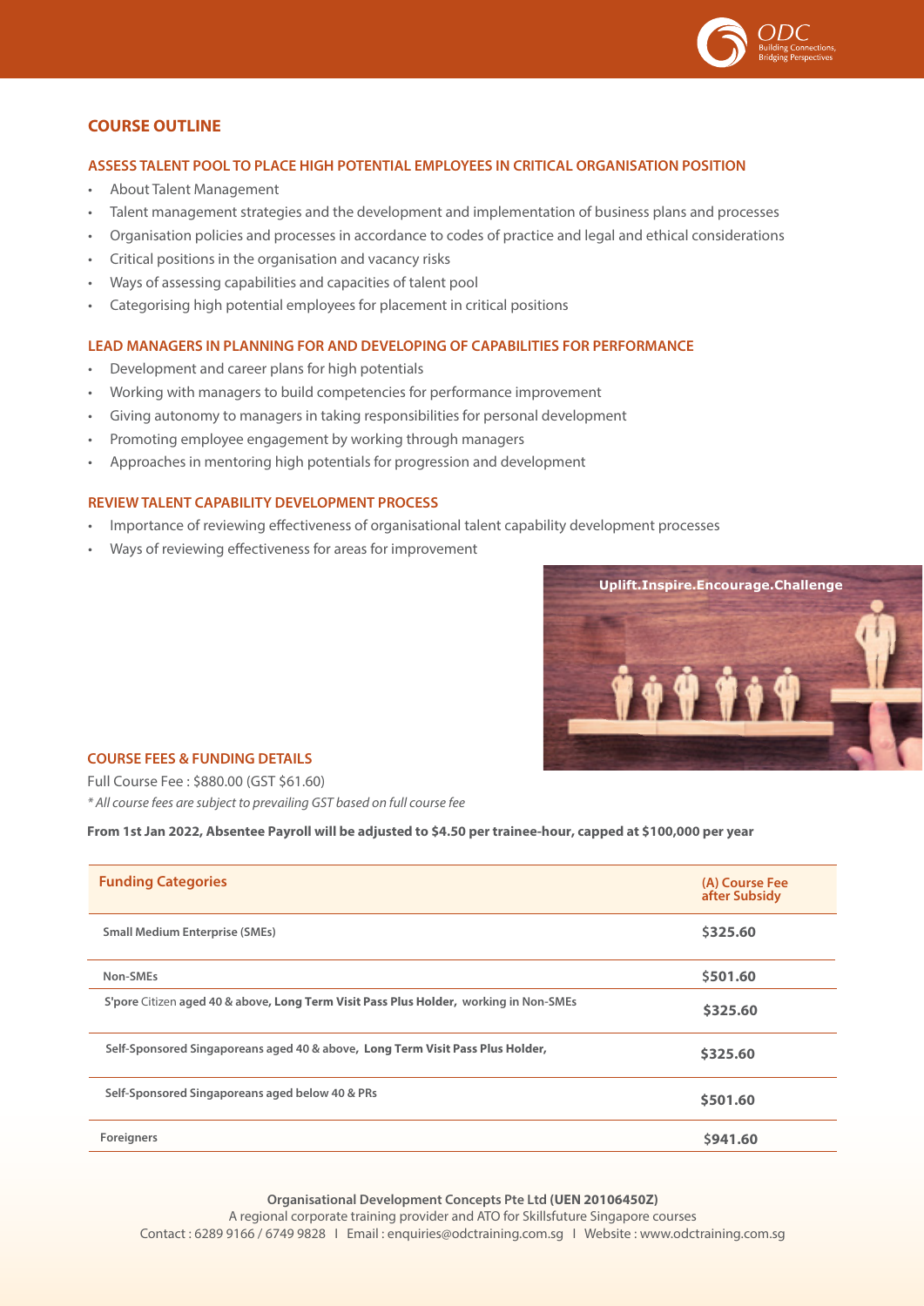## COURSE OUTLINE

### ASSESS TALENT POOL TO PLACE HIGH POTENTIAL EMPLOYEES IN CRITICAL ORGANISATION POSITION

- About Talent Management
- Talent management strategies and the development and implementation of business plans and processes
- Organisation policies and processes in accordance to codes of practice and legal and ethical considerations
- Critical positions in the organisation and vacancy risks
- Ways of assessing capabilities and capacities of talent pool
- Categorising high potential employees for placement in critical positions

### LEAD MANAGERS IN PLANNING FOR AND DEVELOPING OF CAPABILITIES FOR PERFORMANCE

- Development and career plans for high potentials
- Working with managers to build competencies for performance improvement
- Giving autonomy to managers in taking responsibilities for personal development
- Promoting employee engagement by working through managers
- Approaches in mentoring high potentials for progression and development

### REVIEW TALENT CAPABILITY DEVELOPMENT PROCESS

- Importance of reviewing effectiveness of organisational talent capability development processes
- Ways of reviewing effectiveness for areas for improvement

Uplift.Inspire.Encourage.Challenge

### COURSE FEES & FUNDING DETAILS

Full Course Fee : $880.00 (GST $61.60)

*\* All course fees are subject to prevailing GST based on full course fee*

**From 1st Jan 2022, Absentee Payroll will be adjusted to $4.50 per trainee-hour, capped at $100,000 per year**

| Funding Categories | (A) Course Fee after Subsidy |
|---|---|
| Small Medium Enterprise (SMEs) | $325.60 |
| Non-SMEs | $501.60 |
| S'pore Citizen aged 40 & above, Long Term Visit Pass Plus Holder, working in Non-SMEs | $325.60 |
| Self-Sponsored Singaporeans aged 40 & above, Long Term Visit Pass Plus Holder, | $325.60 |
| Self-Sponsored Singaporeans aged below 40 & PRs | $501.60 |
| Foreigners | $941.60 |

**Organisational Development Concepts Pte Ltd (UEN 20106450Z)**

A regional corporate training provider and ATO for Skillsfuture Singapore courses

Contact : 6289 9166 / 6749 9828 I Email : enquiries@odctraining.com.sg I Website : www.odctraining.com.sg